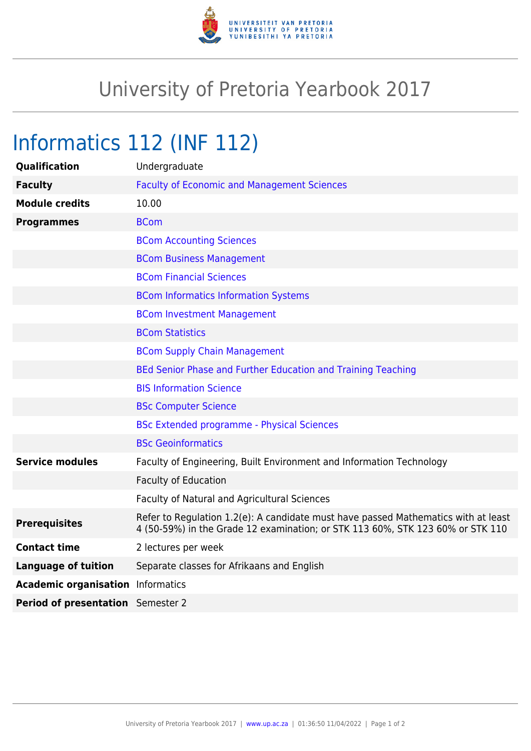# University of Pretoria Yearbook 2017

## Informatics 112 (INF 112)

| | |
|---|---|
| **Qualification** | Undergraduate |
| **Faculty** | Faculty of Economic and Management Sciences |
| **Module credits** | 10.00 |
| **Programmes** | BCom |
| | BCom Accounting Sciences |
| | BCom Business Management |
| | BCom Financial Sciences |
| | BCom Informatics Information Systems |
| | BCom Investment Management |
| | BCom Statistics |
| | BCom Supply Chain Management |
| | BEd Senior Phase and Further Education and Training Teaching |
| | BIS Information Science |
| | BSc Computer Science |
| | BSc Extended programme - Physical Sciences |
| | BSc Geoinformatics |
| **Service modules** | Faculty of Engineering, Built Environment and Information Technology |
| | Faculty of Education |
| | Faculty of Natural and Agricultural Sciences |
| **Prerequisites** | Refer to Regulation 1.2(e): A candidate must have passed Mathematics with at least 4 (50-59%) in the Grade 12 examination; or STK 113 60%, STK 123 60% or STK 110 |
| **Contact time** | 2 lectures per week |
| **Language of tuition** | Separate classes for Afrikaans and English |
| **Academic organisation** | Informatics |
| **Period of presentation** | Semester 2 |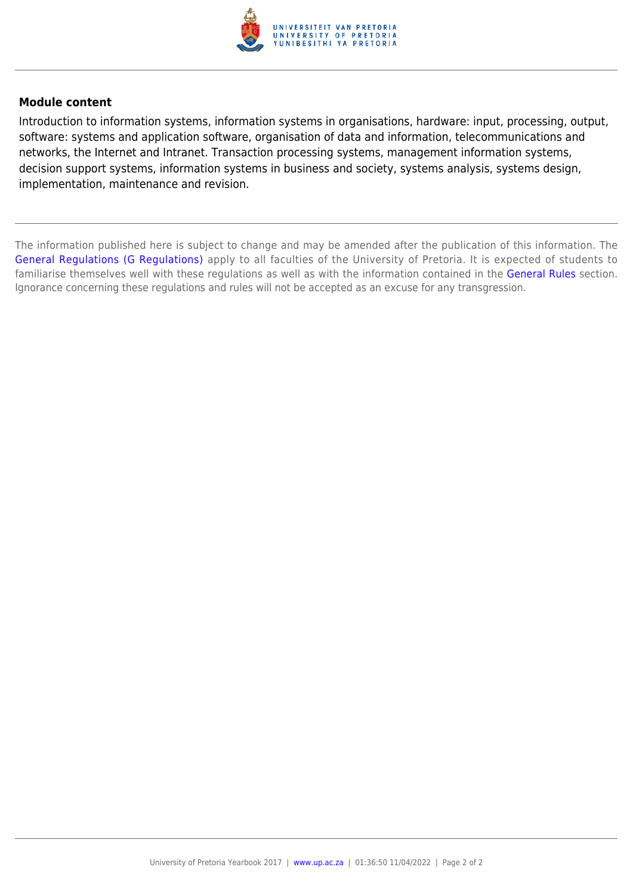### Module content

Introduction to information systems, information systems in organisations, hardware: input, processing, output, software: systems and application software, organisation of data and information, telecommunications and networks, the Internet and Intranet. Transaction processing systems, management information systems, decision support systems, information systems in business and society, systems analysis, systems design, implementation, maintenance and revision.

---

The information published here is subject to change and may be amended after the publication of this information. The General Regulations (G Regulations) apply to all faculties of the University of Pretoria. It is expected of students to familiarise themselves well with these regulations as well as with the information contained in the General Rules section. Ignorance concerning these regulations and rules will not be accepted as an excuse for any transgression.